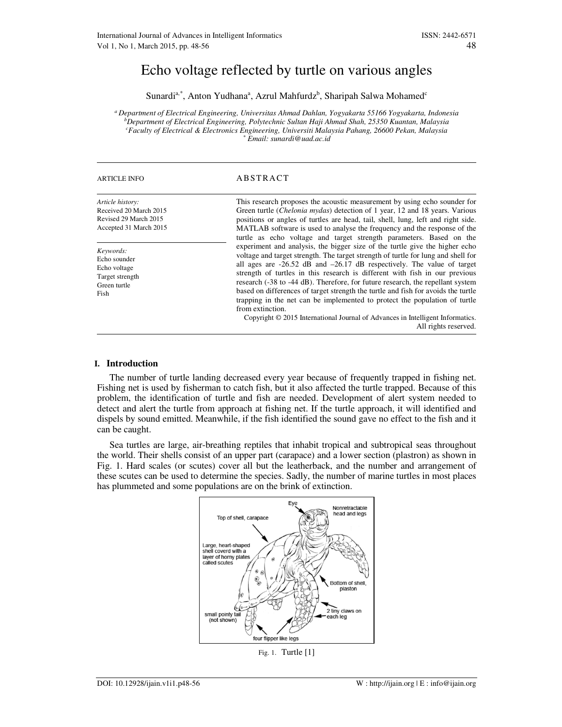# Echo voltage reflected by turtle on various angles

Sunardi[a,*], Anton Yudhana[a], Azrul Mahfurdz[b], Sharipah Salwa Mohamed[c]

[a] *Department of Electrical Engineering, Universitas Ahmad Dahlan, Yogyakarta 55166 Yogyakarta, Indonesia*
[b] *Department of Electrical Engineering, Polytechnic Sultan Haji Ahmad Shah, 25350 Kuantan, Malaysia*
[c] *Faculty of Electrical & Electronics Engineering, Universiti Malaysia Pahang, 26600 Pekan, Malaysia*
[*] *Email: sunardi@uad.ac.id*

ARTICLE INFO

*Article history:*
Received 20 March 2015
Revised 29 March 2015
Accepted 31 March 2015

*Keywords:*
Echo sounder
Echo voltage
Target strength
Green turtle
Fish

## ABSTRACT

This research proposes the acoustic measurement by using echo sounder for Green turtle (*Chelonia mydas*) detection of 1 year, 12 and 18 years. Various positions or angles of turtles are head, tail, shell, lung, left and right side. MATLAB software is used to analyse the frequency and the response of the turtle as echo voltage and target strength parameters. Based on the experiment and analysis, the bigger size of the turtle give the higher echo voltage and target strength. The target strength of turtle for lung and shell for all ages are -26.52 dB and –26.17 dB respectively. The value of target strength of turtles in this research is different with fish in our previous research (-38 to -44 dB). Therefore, for future research, the repellant system based on differences of target strength the turtle and fish for avoids the turtle trapping in the net can be implemented to protect the population of turtle from extinction.

Copyright © 2015 International Journal of Advances in Intelligent Informatics. All rights reserved.

## I. Introduction

The number of turtle landing decreased every year because of frequently trapped in fishing net. Fishing net is used by fisherman to catch fish, but it also affected the turtle trapped. Because of this problem, the identification of turtle and fish are needed. Development of alert system needed to detect and alert the turtle from approach at fishing net. If the turtle approach, it will identified and dispels by sound emitted. Meanwhile, if the fish identified the sound gave no effect to the fish and it can be caught.

Sea turtles are large, air-breathing reptiles that inhabit tropical and subtropical seas throughout the world. Their shells consist of an upper part (carapace) and a lower section (plastron) as shown in Fig. 1. Hard scales (or scutes) cover all but the leatherback, and the number and arrangement of these scutes can be used to determine the species. Sadly, the number of marine turtles in most places has plummeted and some populations are on the brink of extinction.

Fig. 1. Turtle [1]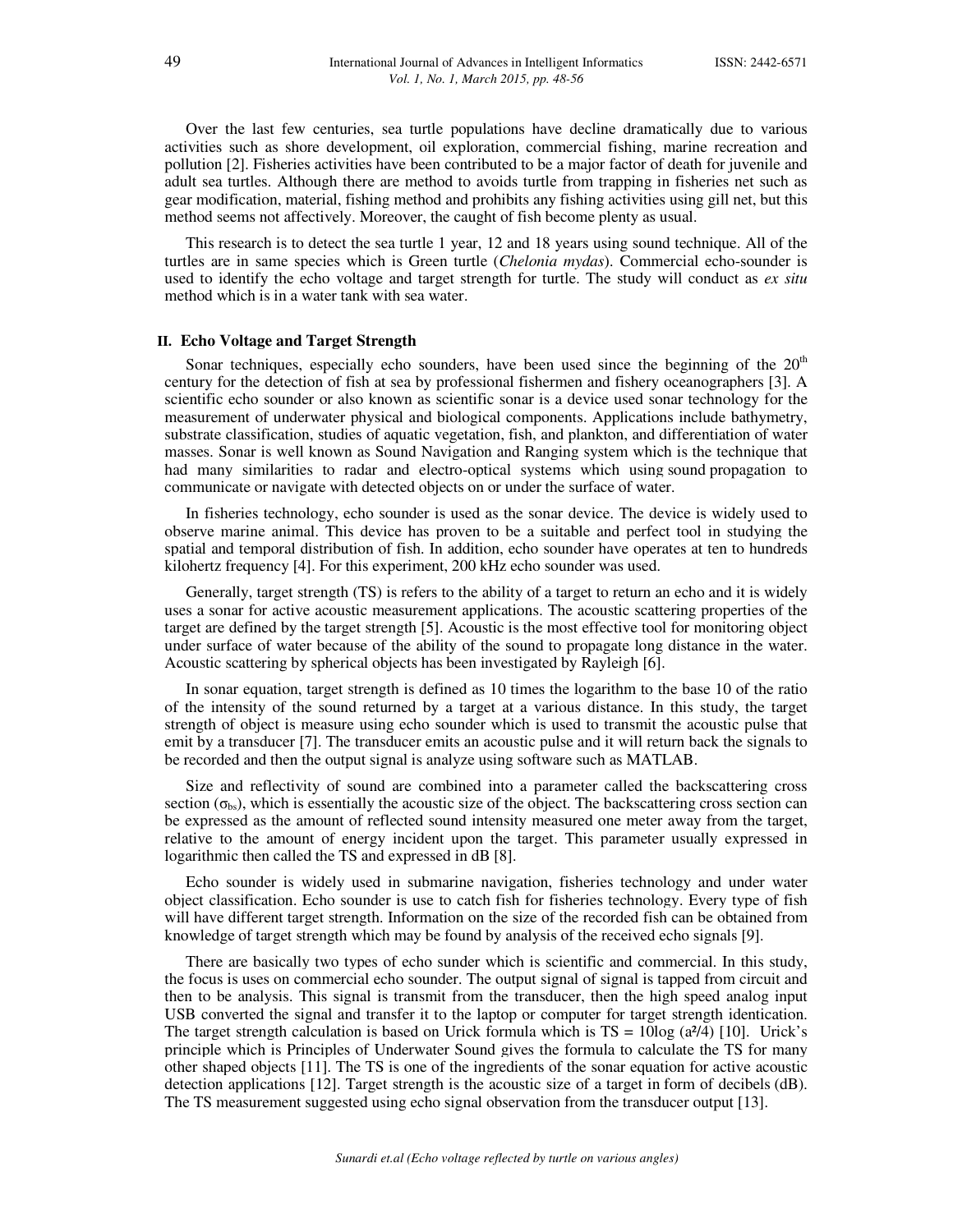Over the last few centuries, sea turtle populations have decline dramatically due to various activities such as shore development, oil exploration, commercial fishing, marine recreation and pollution [2]. Fisheries activities have been contributed to be a major factor of death for juvenile and adult sea turtles. Although there are method to avoids turtle from trapping in fisheries net such as gear modification, material, fishing method and prohibits any fishing activities using gill net, but this method seems not affectively. Moreover, the caught of fish become plenty as usual.

This research is to detect the sea turtle 1 year, 12 and 18 years using sound technique. All of the turtles are in same species which is Green turtle (*Chelonia mydas*). Commercial echo-sounder is used to identify the echo voltage and target strength for turtle. The study will conduct as *ex situ* method which is in a water tank with sea water.

## II. Echo Voltage and Target Strength

Sonar techniques, especially echo sounders, have been used since the beginning of the 20$^{th}$ century for the detection of fish at sea by professional fishermen and fishery oceanographers [3]. A scientific echo sounder or also known as scientific sonar is a device used sonar technology for the measurement of underwater physical and biological components. Applications include bathymetry, substrate classification, studies of aquatic vegetation, fish, and plankton, and differentiation of water masses. Sonar is well known as Sound Navigation and Ranging system which is the technique that had many similarities to radar and electro-optical systems which using sound propagation to communicate or navigate with detected objects on or under the surface of water.

In fisheries technology, echo sounder is used as the sonar device. The device is widely used to observe marine animal. This device has proven to be a suitable and perfect tool in studying the spatial and temporal distribution of fish. In addition, echo sounder have operates at ten to hundreds kilohertz frequency [4]. For this experiment, 200 kHz echo sounder was used.

Generally, target strength (TS) is refers to the ability of a target to return an echo and it is widely uses a sonar for active acoustic measurement applications. The acoustic scattering properties of the target are defined by the target strength [5]. Acoustic is the most effective tool for monitoring object under surface of water because of the ability of the sound to propagate long distance in the water. Acoustic scattering by spherical objects has been investigated by Rayleigh [6].

In sonar equation, target strength is defined as 10 times the logarithm to the base 10 of the ratio of the intensity of the sound returned by a target at a various distance. In this study, the target strength of object is measure using echo sounder which is used to transmit the acoustic pulse that emit by a transducer [7]. The transducer emits an acoustic pulse and it will return back the signals to be recorded and then the output signal is analyze using software such as MATLAB.

Size and reflectivity of sound are combined into a parameter called the backscattering cross section ($\sigma_{bs}$), which is essentially the acoustic size of the object. The backscattering cross section can be expressed as the amount of reflected sound intensity measured one meter away from the target, relative to the amount of energy incident upon the target. This parameter usually expressed in logarithmic then called the TS and expressed in dB [8].

Echo sounder is widely used in submarine navigation, fisheries technology and under water object classification. Echo sounder is use to catch fish for fisheries technology. Every type of fish will have different target strength. Information on the size of the recorded fish can be obtained from knowledge of target strength which may be found by analysis of the received echo signals [9].

There are basically two types of echo sunder which is scientific and commercial. In this study, the focus is uses on commercial echo sounder. The output signal of signal is tapped from circuit and then to be analysis. This signal is transmit from the transducer, then the high speed analog input USB converted the signal and transfer it to the laptop or computer for target strength identication. The target strength calculation is based on Urick formula which is $TS = 10\log(a^2/4)$ [10]. Urick's principle which is Principles of Underwater Sound gives the formula to calculate the TS for many other shaped objects [11]. The TS is one of the ingredients of the sonar equation for active acoustic detection applications [12]. Target strength is the acoustic size of a target in form of decibels (dB). The TS measurement suggested using echo signal observation from the transducer output [13].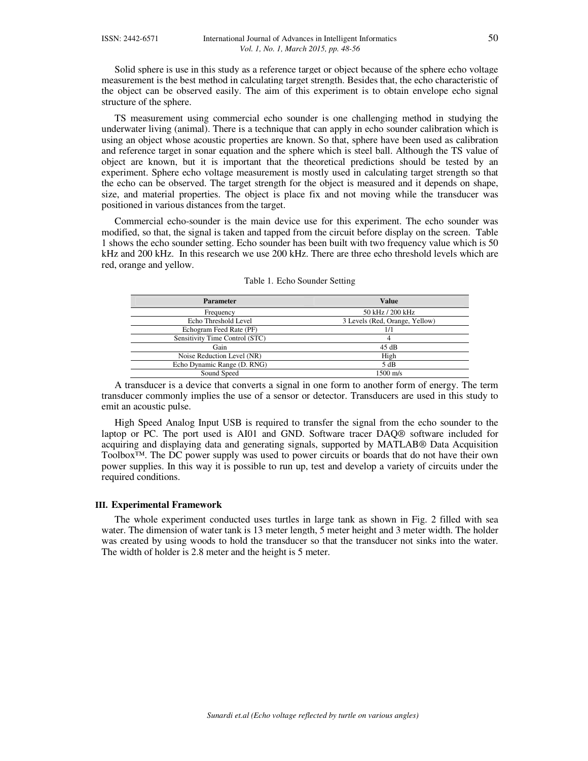Solid sphere is use in this study as a reference target or object because of the sphere echo voltage measurement is the best method in calculating target strength. Besides that, the echo characteristic of the object can be observed easily. The aim of this experiment is to obtain envelope echo signal structure of the sphere.

TS measurement using commercial echo sounder is one challenging method in studying the underwater living (animal). There is a technique that can apply in echo sounder calibration which is using an object whose acoustic properties are known. So that, sphere have been used as calibration and reference target in sonar equation and the sphere which is steel ball. Although the TS value of object are known, but it is important that the theoretical predictions should be tested by an experiment. Sphere echo voltage measurement is mostly used in calculating target strength so that the echo can be observed. The target strength for the object is measured and it depends on shape, size, and material properties. The object is place fix and not moving while the transducer was positioned in various distances from the target.

Commercial echo-sounder is the main device use for this experiment. The echo sounder was modified, so that, the signal is taken and tapped from the circuit before display on the screen. Table 1 shows the echo sounder setting. Echo sounder has been built with two frequency value which is 50 kHz and 200 kHz. In this research we use 200 kHz. There are three echo threshold levels which are red, orange and yellow.

Table 1. Echo Sounder Setting

| Parameter | Value |
|---|---|
| Frequency | 50 kHz / 200 kHz |
| Echo Threshold Level | 3 Levels (Red, Orange, Yellow) |
| Echogram Feed Rate (PF) | 1/1 |
| Sensitivity Time Control (STC) | 4 |
| Gain | 45 dB |
| Noise Reduction Level (NR) | High |
| Echo Dynamic Range (D. RNG) | 5 dB |
| Sound Speed | 1500 m/s |

A transducer is a device that converts a signal in one form to another form of energy. The term transducer commonly implies the use of a sensor or detector. Transducers are used in this study to emit an acoustic pulse.

High Speed Analog Input USB is required to transfer the signal from the echo sounder to the laptop or PC. The port used is AI01 and GND. Software tracer DAQ® software included for acquiring and displaying data and generating signals, supported by MATLAB® Data Acquisition Toolbox™. The DC power supply was used to power circuits or boards that do not have their own power supplies. In this way it is possible to run up, test and develop a variety of circuits under the required conditions.

## III. Experimental Framework

The whole experiment conducted uses turtles in large tank as shown in Fig. 2 filled with sea water. The dimension of water tank is 13 meter length, 5 meter height and 3 meter width. The holder was created by using woods to hold the transducer so that the transducer not sinks into the water. The width of holder is 2.8 meter and the height is 5 meter.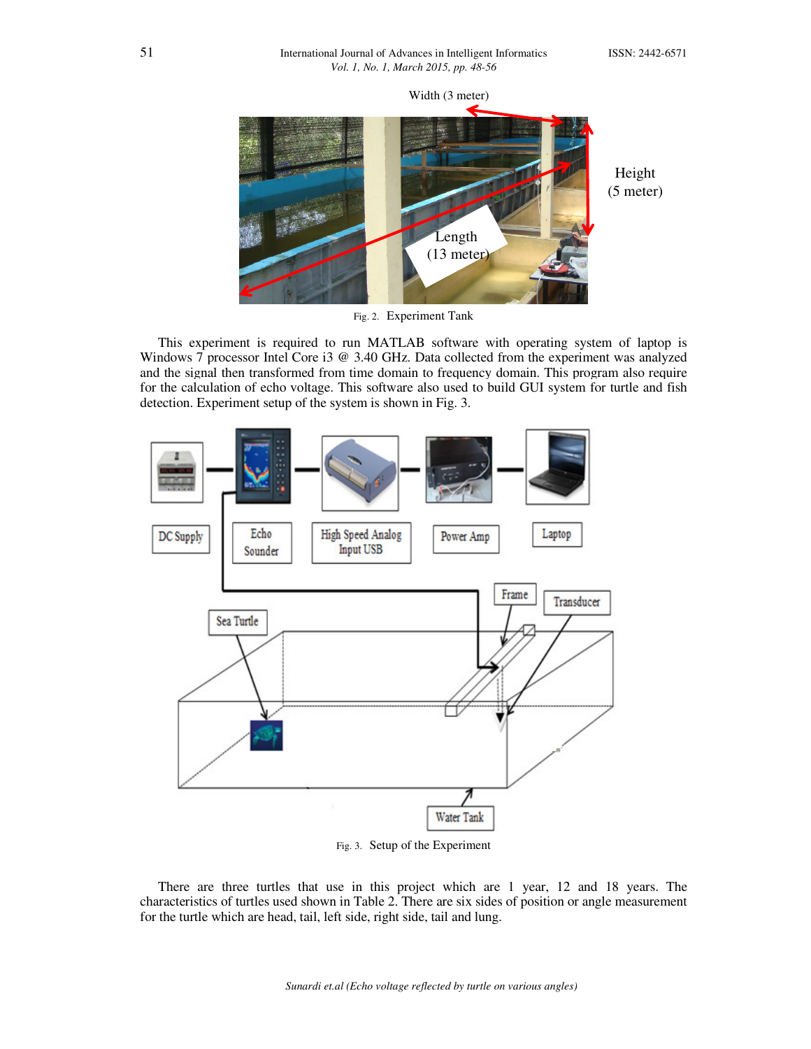Fig. 2. Experiment Tank

This experiment is required to run MATLAB software with operating system of laptop is Windows 7 processor Intel Core i3 @ 3.40 GHz. Data collected from the experiment was analyzed and the signal then transformed from time domain to frequency domain. This program also require for the calculation of echo voltage. This software also used to build GUI system for turtle and fish detection. Experiment setup of the system is shown in Fig. 3.

Fig. 3. Setup of the Experiment

There are three turtles that use in this project which are 1 year, 12 and 18 years. The characteristics of turtles used shown in Table 2. There are six sides of position or angle measurement for the turtle which are head, tail, left side, right side, tail and lung.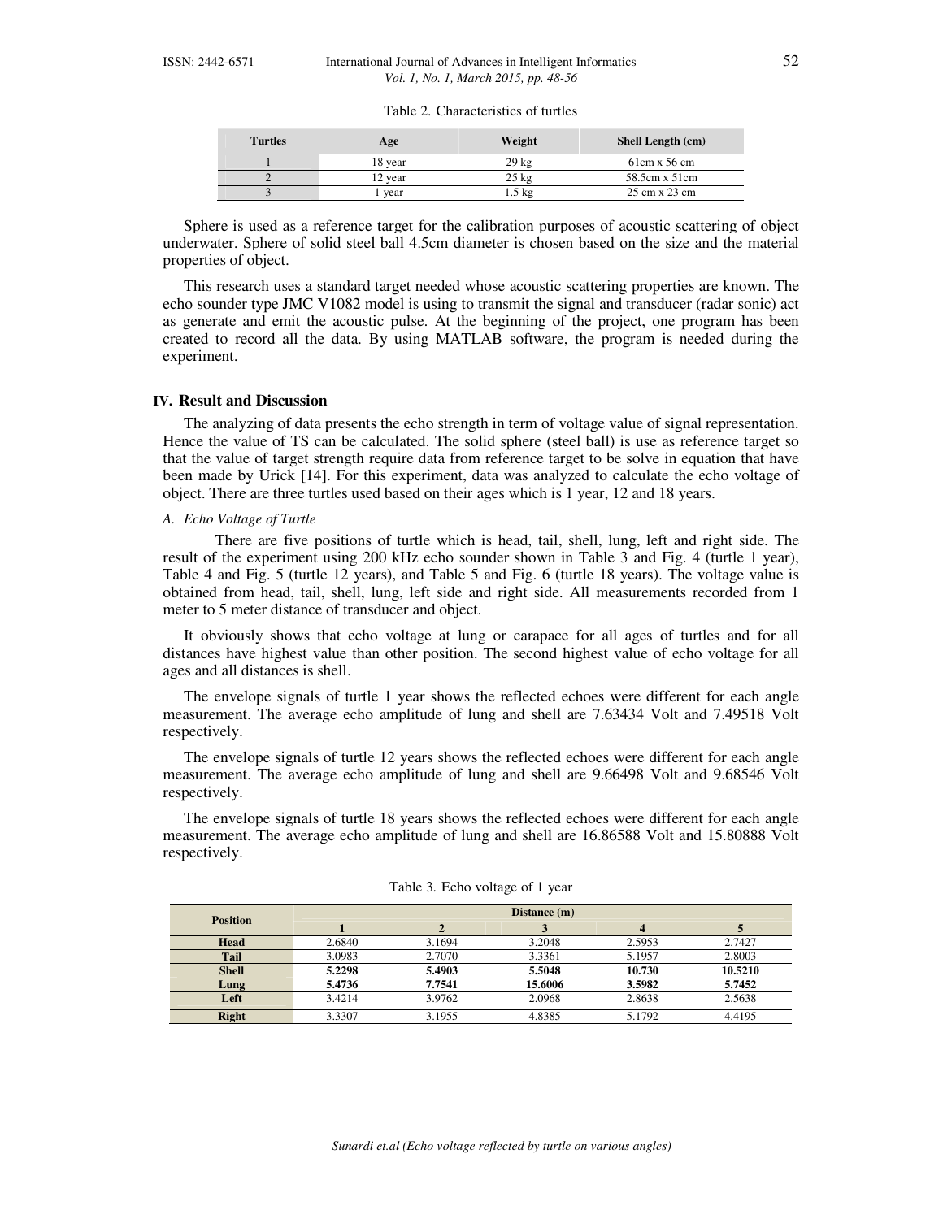Table 2. Characteristics of turtles

| Turtles | Age | Weight | Shell Length (cm) |
|---|---|---|---|
| 1 | 18 year | 29 kg | 61cm x 56 cm |
| 2 | 12 year | 25 kg | 58.5cm x 51cm |
| 3 | 1 year | 1.5 kg | 25 cm x 23 cm |

Sphere is used as a reference target for the calibration purposes of acoustic scattering of object underwater. Sphere of solid steel ball 4.5cm diameter is chosen based on the size and the material properties of object.

This research uses a standard target needed whose acoustic scattering properties are known. The echo sounder type JMC V1082 model is using to transmit the signal and transducer (radar sonic) act as generate and emit the acoustic pulse. At the beginning of the project, one program has been created to record all the data. By using MATLAB software, the program is needed during the experiment.

## IV. Result and Discussion

The analyzing of data presents the echo strength in term of voltage value of signal representation. Hence the value of TS can be calculated. The solid sphere (steel ball) is use as reference target so that the value of target strength require data from reference target to be solve in equation that have been made by Urick [14]. For this experiment, data was analyzed to calculate the echo voltage of object. There are three turtles used based on their ages which is 1 year, 12 and 18 years.

### *A. Echo Voltage of Turtle*

There are five positions of turtle which is head, tail, shell, lung, left and right side. The result of the experiment using 200 kHz echo sounder shown in Table 3 and Fig. 4 (turtle 1 year), Table 4 and Fig. 5 (turtle 12 years), and Table 5 and Fig. 6 (turtle 18 years). The voltage value is obtained from head, tail, shell, lung, left side and right side. All measurements recorded from 1 meter to 5 meter distance of transducer and object.

It obviously shows that echo voltage at lung or carapace for all ages of turtles and for all distances have highest value than other position. The second highest value of echo voltage for all ages and all distances is shell.

The envelope signals of turtle 1 year shows the reflected echoes were different for each angle measurement. The average echo amplitude of lung and shell are 7.63434 Volt and 7.49518 Volt respectively.

The envelope signals of turtle 12 years shows the reflected echoes were different for each angle measurement. The average echo amplitude of lung and shell are 9.66498 Volt and 9.68546 Volt respectively.

The envelope signals of turtle 18 years shows the reflected echoes were different for each angle measurement. The average echo amplitude of lung and shell are 16.86588 Volt and 15.80888 Volt respectively.

Table 3. Echo voltage of 1 year

| Position | Distance (m) | | | | |
|---|---|---|---|---|---|
| | **1** | **2** | **3** | **4** | **5** |
| **Head** | 2.6840 | 3.1694 | 3.2048 | 2.5953 | 2.7427 |
| **Tail** | 3.0983 | 2.7070 | 3.3361 | 5.1957 | 2.8003 |
| **Shell** | **5.2298** | **5.4903** | **5.5048** | **10.730** | **10.5210** |
| **Lung** | **5.4736** | **7.7541** | **15.6006** | **3.5982** | **5.7452** |
| **Left** | 3.4214 | 3.9762 | 2.0968 | 2.8638 | 2.5638 |
| **Right** | 3.3307 | 3.1955 | 4.8385 | 5.1792 | 4.4195 |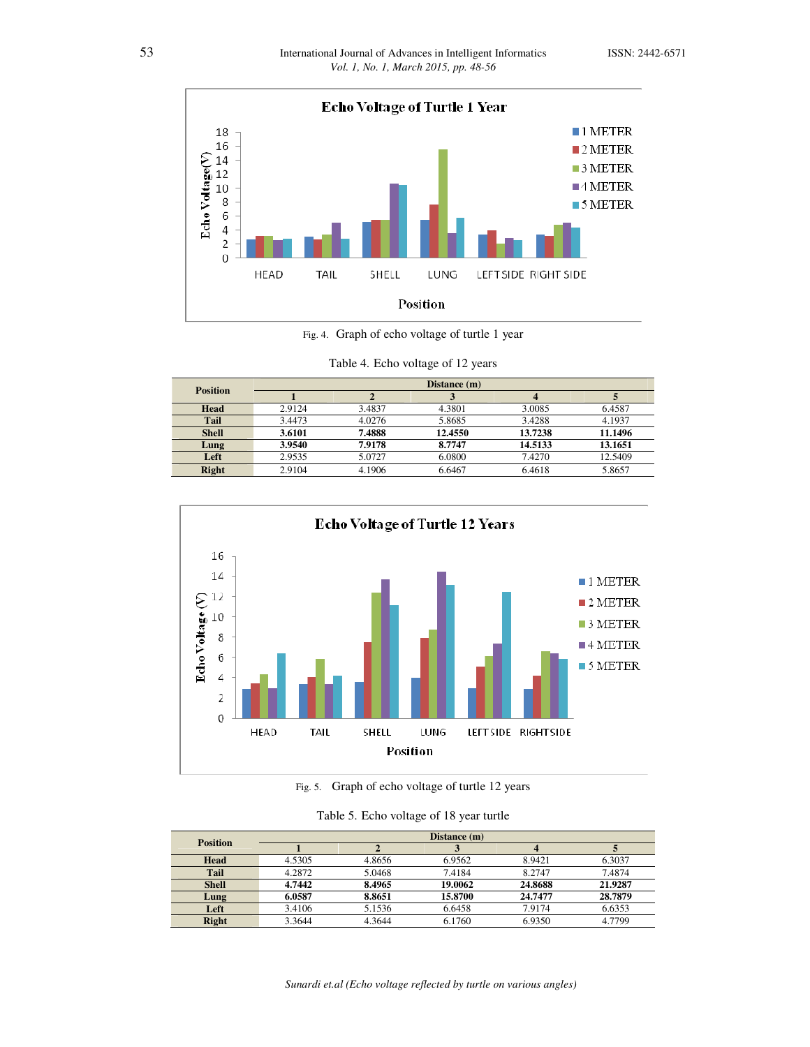Fig. 4. Graph of echo voltage of turtle 1 year

Table 4. Echo voltage of 12 years

| Position | Distance (m) | | | | |
|---|---|---|---|---|---|
| | 1 | 2 | 3 | 4 | 5 |
| **Head** | 2.9124 | 3.4837 | 4.3801 | 3.0085 | 6.4587 |
| **Tail** | 3.4473 | 4.0276 | 5.8685 | 3.4288 | 4.1937 |
| **Shell** | **3.6101** | **7.4888** | **12.4550** | **13.7238** | **11.1496** |
| **Lung** | **3.9540** | **7.9178** | **8.7747** | **14.5133** | **13.1651** |
| **Left** | 2.9535 | 5.0727 | 6.0800 | 7.4270 | 12.5409 |
| **Right** | 2.9104 | 4.1906 | 6.6467 | 6.4618 | 5.8657 |

Fig. 5. Graph of echo voltage of turtle 12 years

Table 5. Echo voltage of 18 year turtle

| Position | Distance (m) | | | | |
|---|---|---|---|---|---|
| | 1 | 2 | 3 | 4 | 5 |
| **Head** | 4.5305 | 4.8656 | 6.9562 | 8.9421 | 6.3037 |
| **Tail** | 4.2872 | 5.0468 | 7.4184 | 8.2747 | 7.4874 |
| **Shell** | **4.7442** | **8.4965** | **19.0062** | **24.8688** | **21.9287** |
| **Lung** | **6.0587** | **8.8651** | **15.8700** | **24.7477** | **28.7879** |
| **Left** | 3.4106 | 5.1536 | 6.6458 | 7.9174 | 6.6353 |
| **Right** | 3.3644 | 4.3644 | 6.1760 | 6.9350 | 4.7799 |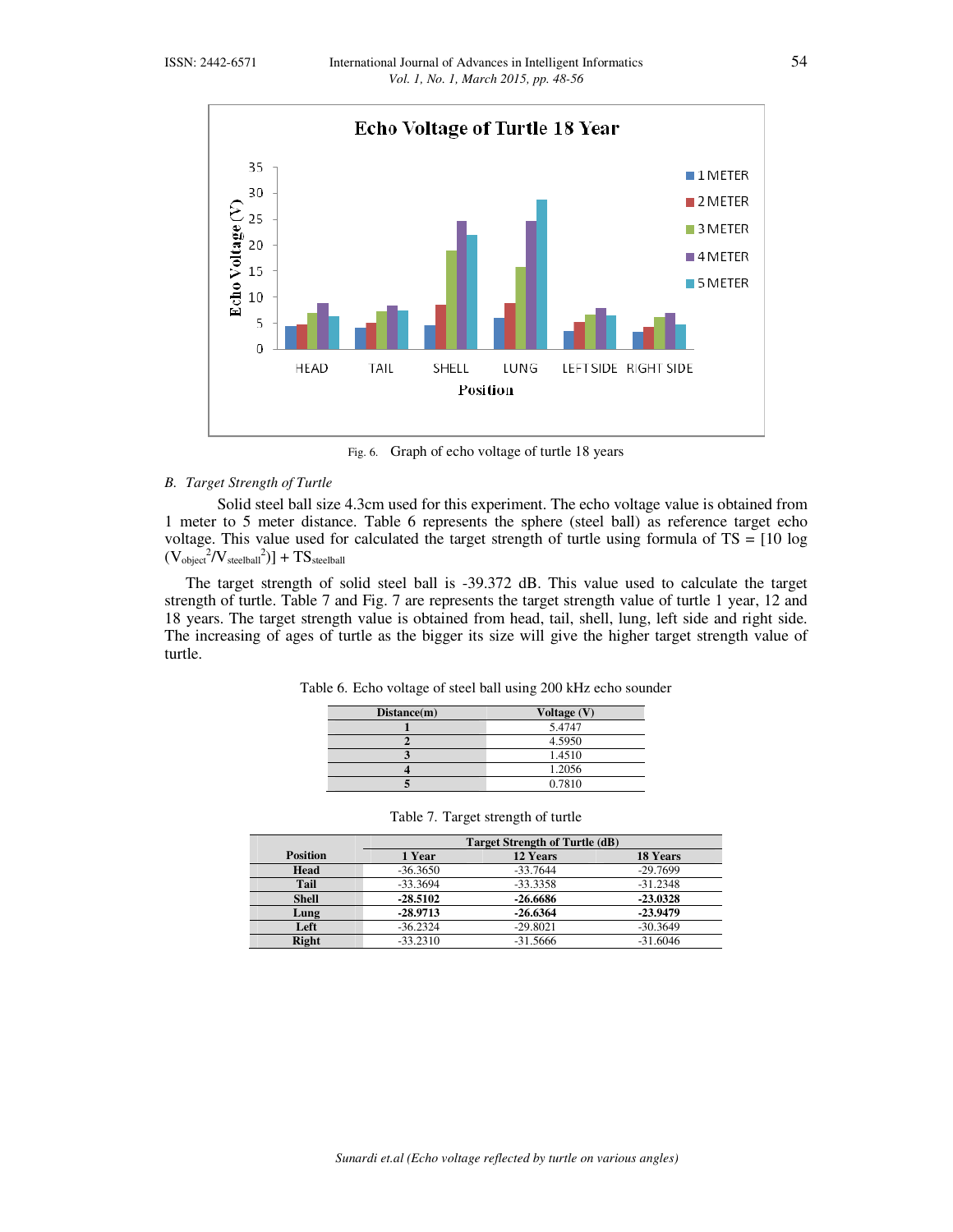Fig. 6. Graph of echo voltage of turtle 18 years

### B. Target Strength of Turtle

Solid steel ball size 4.3cm used for this experiment. The echo voltage value is obtained from 1 meter to 5 meter distance. Table 6 represents the sphere (steel ball) as reference target echo voltage. This value used for calculated the target strength of turtle using formula of TS = $[10 \log (V_{object}^2/V_{steelball}^2)] + TS_{steelball}$

The target strength of solid steel ball is -39.372 dB. This value used to calculate the target strength of turtle. Table 7 and Fig. 7 are represents the target strength value of turtle 1 year, 12 and 18 years. The target strength value is obtained from head, tail, shell, lung, left side and right side. The increasing of ages of turtle as the bigger its size will give the higher target strength value of turtle.

Table 6. Echo voltage of steel ball using 200 kHz echo sounder

| Distance(m) | Voltage (V) |
|---|---|
| **1** | 5.4747 |
| **2** | 4.5950 |
| **3** | 1.4510 |
| **4** | 1.2056 |
| **5** | 0.7810 |

Table 7. Target strength of turtle

| Position | Target Strength of Turtle (dB) | | |
|---|---|---|---|
| | **1 Year** | **12 Years** | **18 Years** |
| **Head** | -36.3650 | -33.7644 | -29.7699 |
| **Tail** | -33.3694 | -33.3358 | -31.2348 |
| **Shell** | **-28.5102** | **-26.6686** | **-23.0328** |
| **Lung** | **-28.9713** | **-26.6364** | **-23.9479** |
| **Left** | -36.2324 | -29.8021 | -30.3649 |
| **Right** | -33.2310 | -31.5666 | -31.6046 |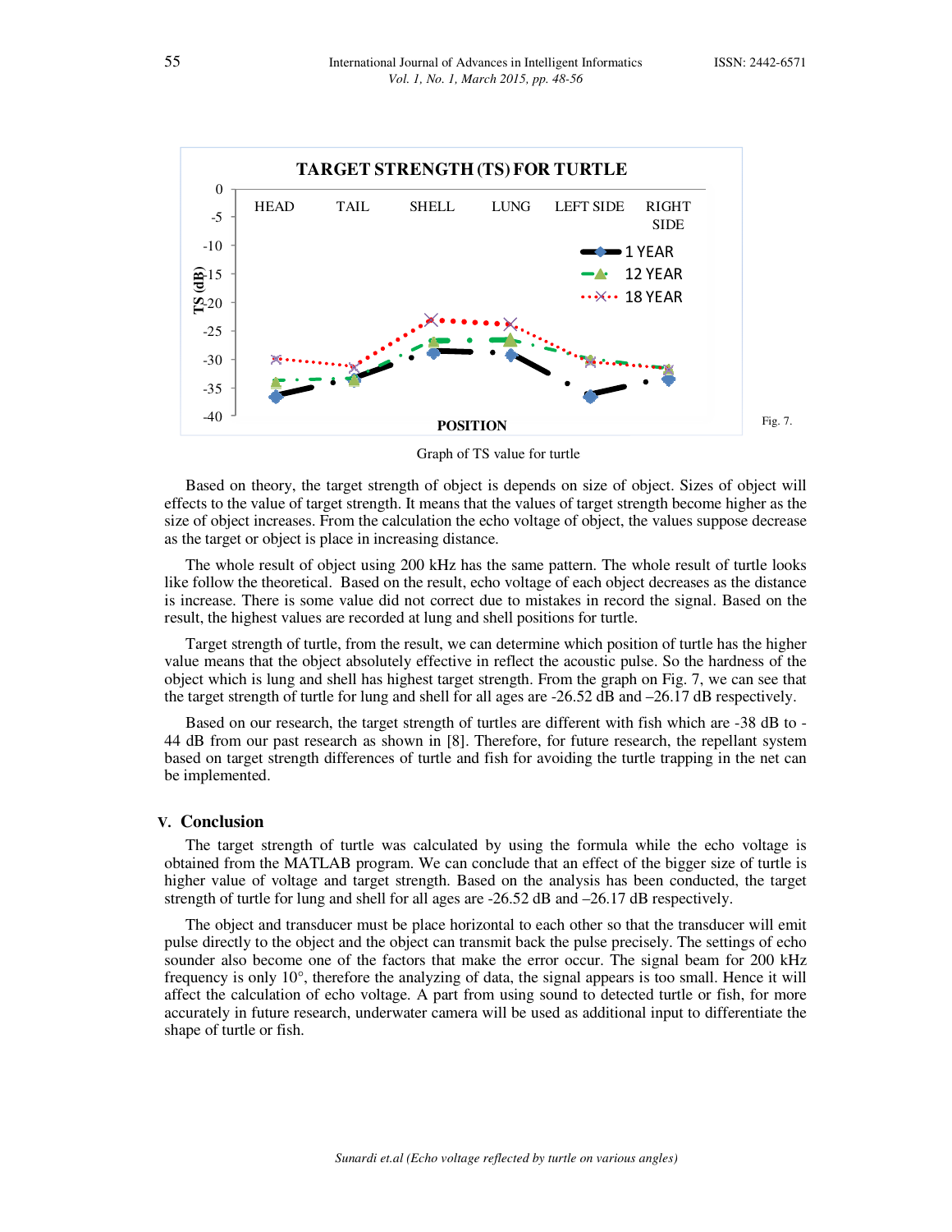Fig. 7. Graph of TS value for turtle

Based on theory, the target strength of object is depends on size of object. Sizes of object will effects to the value of target strength. It means that the values of target strength become higher as the size of object increases. From the calculation the echo voltage of object, the values suppose decrease as the target or object is place in increasing distance.

The whole result of object using 200 kHz has the same pattern. The whole result of turtle looks like follow the theoretical. Based on the result, echo voltage of each object decreases as the distance is increase. There is some value did not correct due to mistakes in record the signal. Based on the result, the highest values are recorded at lung and shell positions for turtle.

Target strength of turtle, from the result, we can determine which position of turtle has the higher value means that the object absolutely effective in reflect the acoustic pulse. So the hardness of the object which is lung and shell has highest target strength. From the graph on Fig. 7, we can see that the target strength of turtle for lung and shell for all ages are -26.52 dB and –26.17 dB respectively.

Based on our research, the target strength of turtles are different with fish which are -38 dB to -44 dB from our past research as shown in [8]. Therefore, for future research, the repellant system based on target strength differences of turtle and fish for avoiding the turtle trapping in the net can be implemented.

## V. Conclusion

The target strength of turtle was calculated by using the formula while the echo voltage is obtained from the MATLAB program. We can conclude that an effect of the bigger size of turtle is higher value of voltage and target strength. Based on the analysis has been conducted, the target strength of turtle for lung and shell for all ages are -26.52 dB and –26.17 dB respectively.

The object and transducer must be place horizontal to each other so that the transducer will emit pulse directly to the object and the object can transmit back the pulse precisely. The settings of echo sounder also become one of the factors that make the error occur. The signal beam for 200 kHz frequency is only 10°, therefore the analyzing of data, the signal appears is too small. Hence it will affect the calculation of echo voltage. A part from using sound to detected turtle or fish, for more accurately in future research, underwater camera will be used as additional input to differentiate the shape of turtle or fish.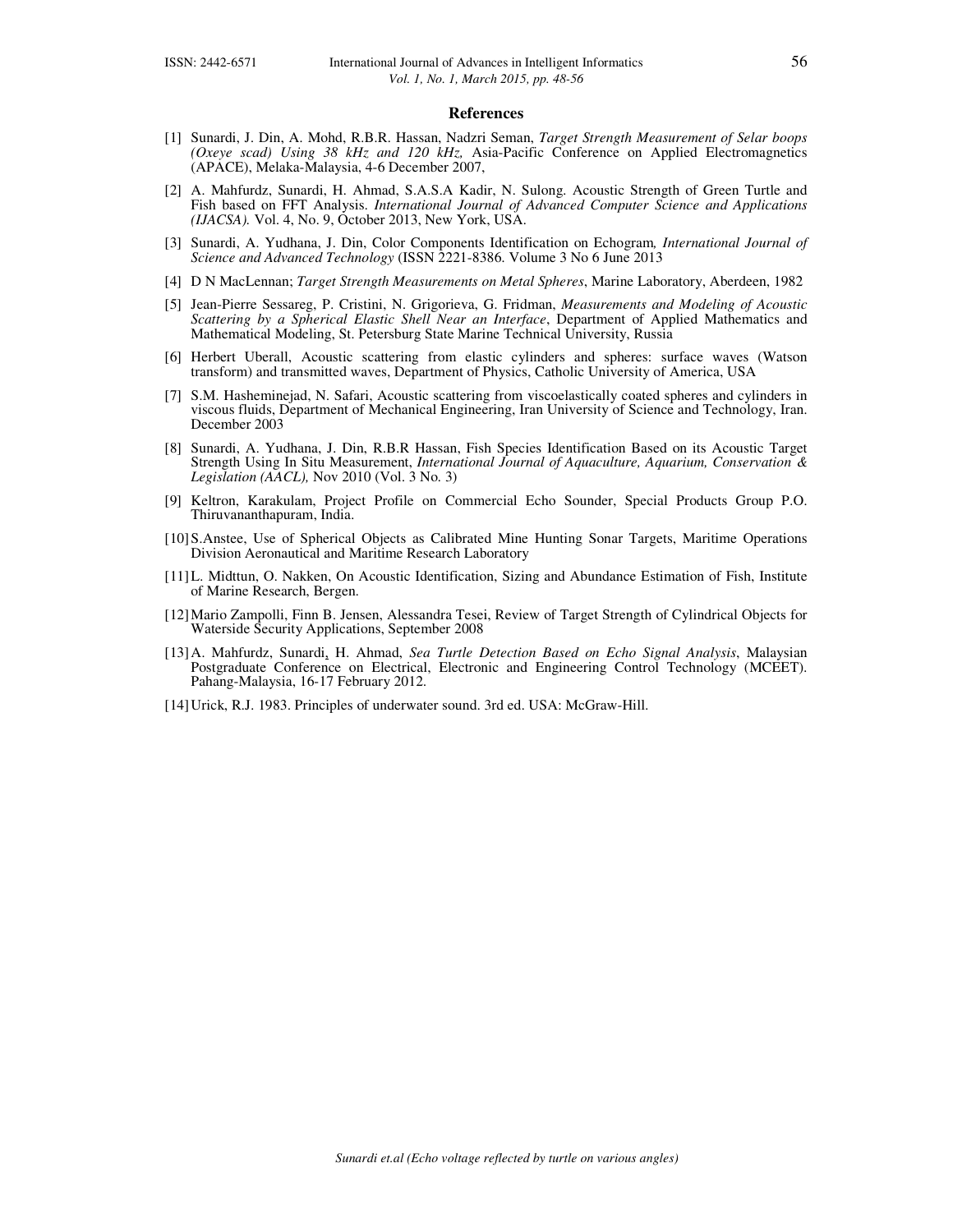## References

[1] Sunardi, J. Din, A. Mohd, R.B.R. Hassan, Nadzri Seman, *Target Strength Measurement of Selar boops (Oxeye scad) Using 38 kHz and 120 kHz,* Asia-Pacific Conference on Applied Electromagnetics (APACE), Melaka-Malaysia, 4-6 December 2007,

[2] A. Mahfurdz, Sunardi, H. Ahmad, S.A.S.A Kadir, N. Sulong. Acoustic Strength of Green Turtle and Fish based on FFT Analysis. *International Journal of Advanced Computer Science and Applications (IJACSA).* Vol. 4, No. 9, October 2013, New York, USA.

[3] Sunardi, A. Yudhana, J. Din, Color Components Identification on Echogram*, International Journal of Science and Advanced Technology* (ISSN 2221-8386. Volume 3 No 6 June 2013

[4] D N MacLennan; *Target Strength Measurements on Metal Spheres*, Marine Laboratory, Aberdeen, 1982

[5] Jean-Pierre Sessareg, P. Cristini, N. Grigorieva, G. Fridman, *Measurements and Modeling of Acoustic Scattering by a Spherical Elastic Shell Near an Interface*, Department of Applied Mathematics and Mathematical Modeling, St. Petersburg State Marine Technical University, Russia

[6] Herbert Uberall, Acoustic scattering from elastic cylinders and spheres: surface waves (Watson transform) and transmitted waves, Department of Physics, Catholic University of America, USA

[7] S.M. Hasheminejad, N. Safari, Acoustic scattering from viscoelastically coated spheres and cylinders in viscous fluids, Department of Mechanical Engineering, Iran University of Science and Technology, Iran. December 2003

[8] Sunardi, A. Yudhana, J. Din, R.B.R Hassan, Fish Species Identification Based on its Acoustic Target Strength Using In Situ Measurement, *International Journal of Aquaculture, Aquarium, Conservation & Legislation (AACL),* Nov 2010 (Vol. 3 No. 3)

[9] Keltron, Karakulam, Project Profile on Commercial Echo Sounder, Special Products Group P.O. Thiruvananthapuram, India.

[10] S.Anstee, Use of Spherical Objects as Calibrated Mine Hunting Sonar Targets, Maritime Operations Division Aeronautical and Maritime Research Laboratory

[11] L. Midttun, O. Nakken, On Acoustic Identification, Sizing and Abundance Estimation of Fish, Institute of Marine Research, Bergen.

[12] Mario Zampolli, Finn B. Jensen, Alessandra Tesei, Review of Target Strength of Cylindrical Objects for Waterside Security Applications, September 2008

[13] A. Mahfurdz, Sunardi, H. Ahmad, *Sea Turtle Detection Based on Echo Signal Analysis*, Malaysian Postgraduate Conference on Electrical, Electronic and Engineering Control Technology (MCEET). Pahang-Malaysia, 16-17 February 2012.

[14] Urick, R.J. 1983. Principles of underwater sound. 3rd ed. USA: McGraw-Hill.